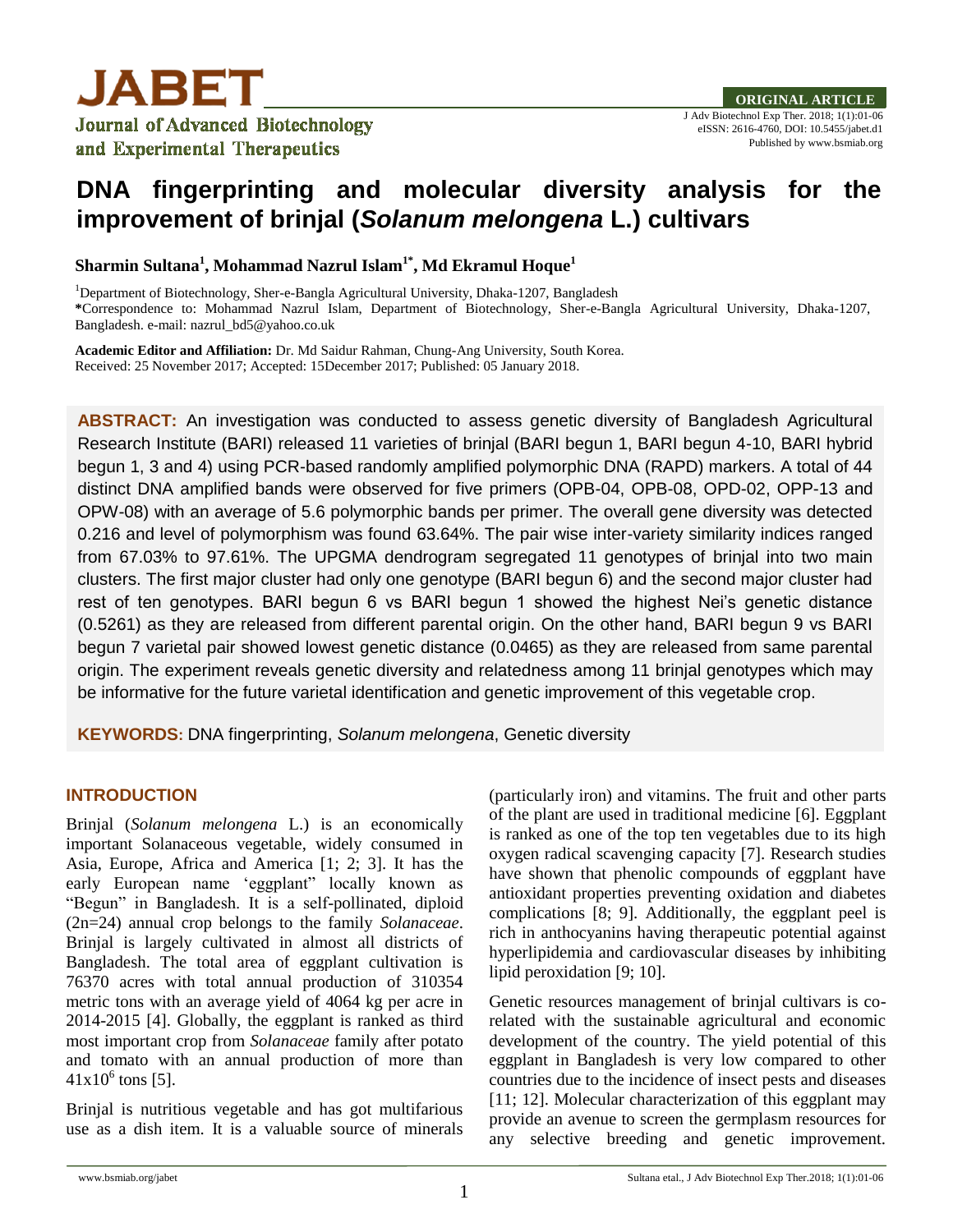JABET

Journal of Advanced Biotechnology and Experimental Therapeutics

**ORIGINAL ARTICLE**

J Adv Biotechnol Exp Ther. 2018; 1(1):01-06
eISSN: 2616-4760, DOI: 10.5455/jabet.d1
Published by www.bsmiab.org

# DNA fingerprinting and molecular diversity analysis for the improvement of brinjal (*Solanum melongena* L.) cultivars

**Sharmin Sultana[1], Mohammad Nazrul Islam[1*], Md Ekramul Hoque[1]**

[1]Department of Biotechnology, Sher-e-Bangla Agricultural University, Dhaka-1207, Bangladesh
**\***Correspondence to: Mohammad Nazrul Islam, Department of Biotechnology, Sher-e-Bangla Agricultural University, Dhaka-1207, Bangladesh. e-mail: nazrul_bd5@yahoo.co.uk

**Academic Editor and Affiliation:** Dr. Md Saidur Rahman, Chung-Ang University, South Korea.
Received: 25 November 2017; Accepted: 15December 2017; Published: 05 January 2018.

**ABSTRACT:** An investigation was conducted to assess genetic diversity of Bangladesh Agricultural Research Institute (BARI) released 11 varieties of brinjal (BARI begun 1, BARI begun 4-10, BARI hybrid begun 1, 3 and 4) using PCR-based randomly amplified polymorphic DNA (RAPD) markers. A total of 44 distinct DNA amplified bands were observed for five primers (OPB-04, OPB-08, OPD-02, OPP-13 and OPW-08) with an average of 5.6 polymorphic bands per primer. The overall gene diversity was detected 0.216 and level of polymorphism was found 63.64%. The pair wise inter-variety similarity indices ranged from 67.03% to 97.61%. The UPGMA dendrogram segregated 11 genotypes of brinjal into two main clusters. The first major cluster had only one genotype (BARI begun 6) and the second major cluster had rest of ten genotypes. BARI begun 6 vs BARI begun 1 showed the highest Nei's genetic distance (0.5261) as they are released from different parental origin. On the other hand, BARI begun 9 vs BARI begun 7 varietal pair showed lowest genetic distance (0.0465) as they are released from same parental origin. The experiment reveals genetic diversity and relatedness among 11 brinjal genotypes which may be informative for the future varietal identification and genetic improvement of this vegetable crop.

**KEYWORDS:** DNA fingerprinting, *Solanum melongena*, Genetic diversity

## INTRODUCTION

Brinjal (*Solanum melongena* L.) is an economically important Solanaceous vegetable, widely consumed in Asia, Europe, Africa and America [1; 2; 3]. It has the early European name 'eggplant" locally known as "Begun" in Bangladesh. It is a self-pollinated, diploid (2n=24) annual crop belongs to the family *Solanaceae*. Brinjal is largely cultivated in almost all districts of Bangladesh. The total area of eggplant cultivation is 76370 acres with total annual production of 310354 metric tons with an average yield of 4064 kg per acre in 2014-2015 [4]. Globally, the eggplant is ranked as third most important crop from *Solanaceae* family after potato and tomato with an annual production of more than $41x10^6$ tons [5].

Brinjal is nutritious vegetable and has got multifarious use as a dish item. It is a valuable source of minerals (particularly iron) and vitamins. The fruit and other parts of the plant are used in traditional medicine [6]. Eggplant is ranked as one of the top ten vegetables due to its high oxygen radical scavenging capacity [7]. Research studies have shown that phenolic compounds of eggplant have antioxidant properties preventing oxidation and diabetes complications [8; 9]. Additionally, the eggplant peel is rich in anthocyanins having therapeutic potential against hyperlipidemia and cardiovascular diseases by inhibiting lipid peroxidation [9; 10].

Genetic resources management of brinjal cultivars is co-related with the sustainable agricultural and economic development of the country. The yield potential of this eggplant in Bangladesh is very low compared to other countries due to the incidence of insect pests and diseases [11; 12]. Molecular characterization of this eggplant may provide an avenue to screen the germplasm resources for any selective breeding and genetic improvement.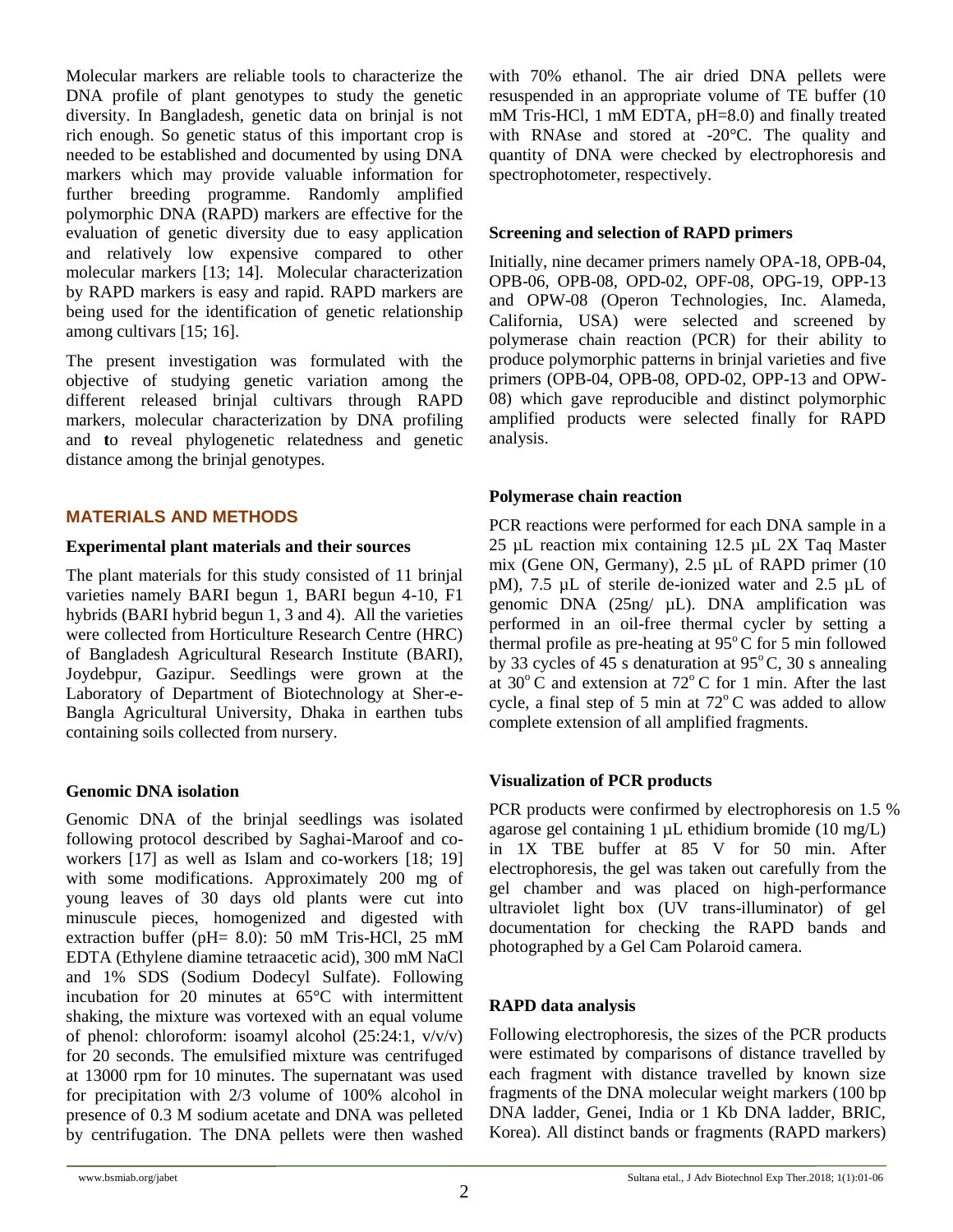Molecular markers are reliable tools to characterize the DNA profile of plant genotypes to study the genetic diversity. In Bangladesh, genetic data on brinjal is not rich enough. So genetic status of this important crop is needed to be established and documented by using DNA markers which may provide valuable information for further breeding programme. Randomly amplified polymorphic DNA (RAPD) markers are effective for the evaluation of genetic diversity due to easy application and relatively low expensive compared to other molecular markers [13; 14]. Molecular characterization by RAPD markers is easy and rapid. RAPD markers are being used for the identification of genetic relationship among cultivars [15; 16].

The present investigation was formulated with the objective of studying genetic variation among the different released brinjal cultivars through RAPD markers, molecular characterization by DNA profiling and **t**o reveal phylogenetic relatedness and genetic distance among the brinjal genotypes.

## MATERIALS AND METHODS

### Experimental plant materials and their sources

The plant materials for this study consisted of 11 brinjal varieties namely BARI begun 1, BARI begun 4-10, F1 hybrids (BARI hybrid begun 1, 3 and 4). All the varieties were collected from Horticulture Research Centre (HRC) of Bangladesh Agricultural Research Institute (BARI), Joydebpur, Gazipur. Seedlings were grown at the Laboratory of Department of Biotechnology at Sher-e-Bangla Agricultural University, Dhaka in earthen tubs containing soils collected from nursery.

### Genomic DNA isolation

Genomic DNA of the brinjal seedlings was isolated following protocol described by Saghai-Maroof and co-workers [17] as well as Islam and co-workers [18; 19] with some modifications. Approximately 200 mg of young leaves of 30 days old plants were cut into minuscule pieces, homogenized and digested with extraction buffer (pH= 8.0): 50 mM Tris-HCl, 25 mM EDTA (Ethylene diamine tetraacetic acid), 300 mM NaCl and 1% SDS (Sodium Dodecyl Sulfate). Following incubation for 20 minutes at 65°C with intermittent shaking, the mixture was vortexed with an equal volume of phenol: chloroform: isoamyl alcohol (25:24:1, v/v/v) for 20 seconds. The emulsified mixture was centrifuged at 13000 rpm for 10 minutes. The supernatant was used for precipitation with 2/3 volume of 100% alcohol in presence of 0.3 M sodium acetate and DNA was pelleted by centrifugation. The DNA pellets were then washed with 70% ethanol. The air dried DNA pellets were resuspended in an appropriate volume of TE buffer (10 mM Tris-HCl, 1 mM EDTA, pH=8.0) and finally treated with RNAse and stored at -20°C. The quality and quantity of DNA were checked by electrophoresis and spectrophotometer, respectively.

### Screening and selection of RAPD primers

Initially, nine decamer primers namely OPA-18, OPB-04, OPB-06, OPB-08, OPD-02, OPF-08, OPG-19, OPP-13 and OPW-08 (Operon Technologies, Inc. Alameda, California, USA) were selected and screened by polymerase chain reaction (PCR) for their ability to produce polymorphic patterns in brinjal varieties and five primers (OPB-04, OPB-08, OPD-02, OPP-13 and OPW-08) which gave reproducible and distinct polymorphic amplified products were selected finally for RAPD analysis.

### Polymerase chain reaction

PCR reactions were performed for each DNA sample in a 25 µL reaction mix containing 12.5 µL 2X Taq Master mix (Gene ON, Germany), 2.5 µL of RAPD primer (10 pM), 7.5 µL of sterile de-ionized water and 2.5 µL of genomic DNA (25ng/ µL). DNA amplification was performed in an oil-free thermal cycler by setting a thermal profile as pre-heating at 95°C for 5 min followed by 33 cycles of 45 s denaturation at 95°C, 30 s annealing at 30°C and extension at 72°C for 1 min. After the last cycle, a final step of 5 min at 72°C was added to allow complete extension of all amplified fragments.

### Visualization of PCR products

PCR products were confirmed by electrophoresis on 1.5 % agarose gel containing 1 µL ethidium bromide (10 mg/L) in 1X TBE buffer at 85 V for 50 min. After electrophoresis, the gel was taken out carefully from the gel chamber and was placed on high-performance ultraviolet light box (UV trans-illuminator) of gel documentation for checking the RAPD bands and photographed by a Gel Cam Polaroid camera.

### RAPD data analysis

Following electrophoresis, the sizes of the PCR products were estimated by comparisons of distance travelled by each fragment with distance travelled by known size fragments of the DNA molecular weight markers (100 bp DNA ladder, Genei, India or 1 Kb DNA ladder, BRIC, Korea). All distinct bands or fragments (RAPD markers)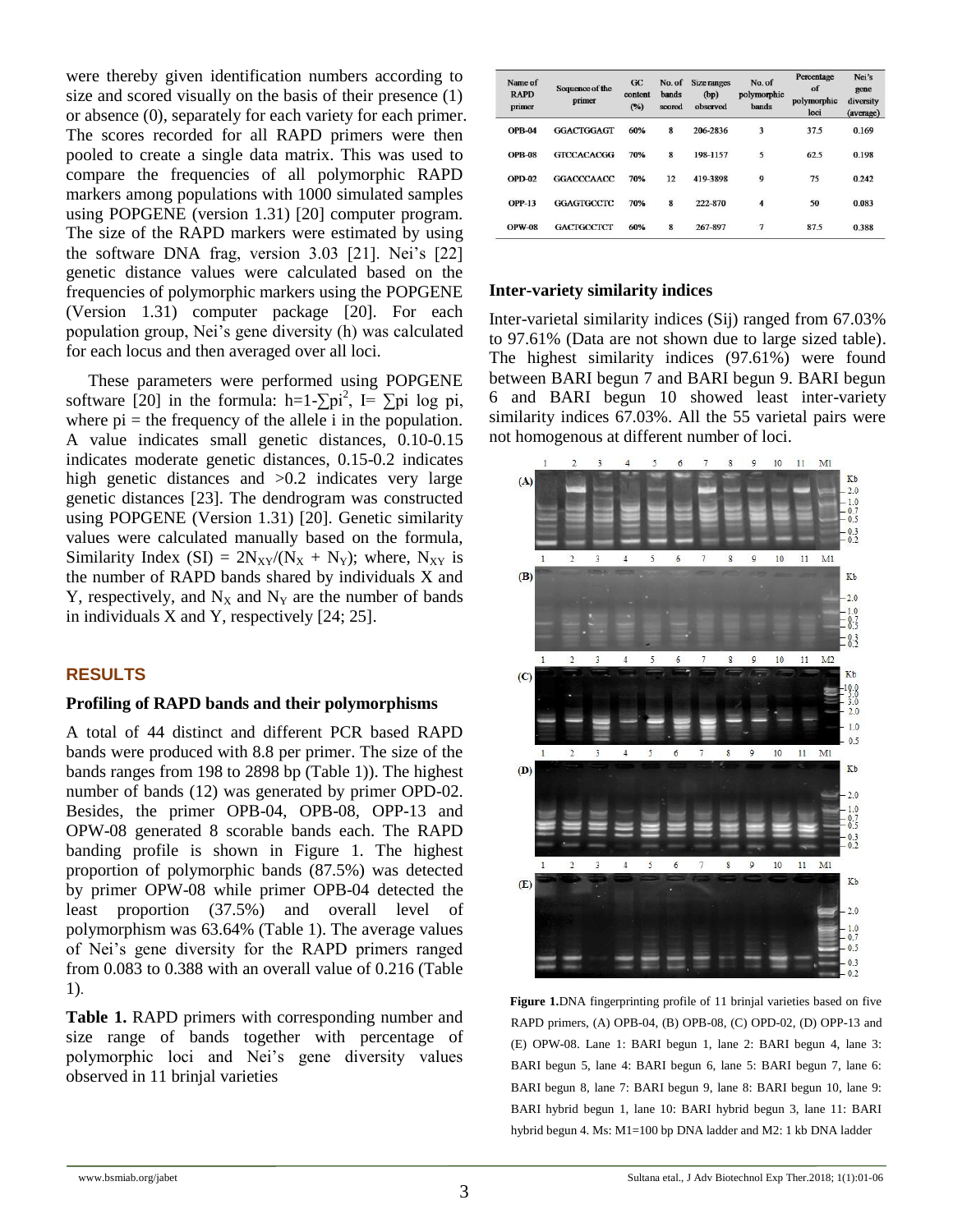were thereby given identification numbers according to size and scored visually on the basis of their presence (1) or absence (0), separately for each variety for each primer. The scores recorded for all RAPD primers were then pooled to create a single data matrix. This was used to compare the frequencies of all polymorphic RAPD markers among populations with 1000 simulated samples using POPGENE (version 1.31) [20] computer program. The size of the RAPD markers were estimated by using the software DNA frag, version 3.03 [21]. Nei's [22] genetic distance values were calculated based on the frequencies of polymorphic markers using the POPGENE (Version 1.31) computer package [20]. For each population group, Nei's gene diversity (h) was calculated for each locus and then averaged over all loci.

These parameters were performed using POPGENE software [20] in the formula: $h=1-\sum pi^2$, $I= \sum pi \log pi$, where pi = the frequency of the allele i in the population. A value indicates small genetic distances, 0.10-0.15 indicates moderate genetic distances, 0.15-0.2 indicates high genetic distances and >0.2 indicates very large genetic distances [23]. The dendrogram was constructed using POPGENE (Version 1.31) [20]. Genetic similarity values were calculated manually based on the formula, Similarity Index (SI) = $2N_{XY}/(N_X + N_Y)$; where, $N_{XY}$ is the number of RAPD bands shared by individuals X and Y, respectively, and $N_X$ and $N_Y$ are the number of bands in individuals X and Y, respectively [24; 25].

## RESULTS

### Profiling of RAPD bands and their polymorphisms

A total of 44 distinct and different PCR based RAPD bands were produced with 8.8 per primer. The size of the bands ranges from 198 to 2898 bp (Table 1)). The highest number of bands (12) was generated by primer OPD-02. Besides, the primer OPB-04, OPB-08, OPP-13 and OPW-08 generated 8 scorable bands each. The RAPD banding profile is shown in Figure 1. The highest proportion of polymorphic bands (87.5%) was detected by primer OPW-08 while primer OPB-04 detected the least proportion (37.5%) and overall level of polymorphism was 63.64% (Table 1). The average values of Nei's gene diversity for the RAPD primers ranged from 0.083 to 0.388 with an overall value of 0.216 (Table 1).

**Table 1.** RAPD primers with corresponding number and size range of bands together with percentage of polymorphic loci and Nei's gene diversity values observed in 11 brinjal varieties

| Name of RAPD primer | Sequence of the primer | GC content (%) | No. of bands scored | Size ranges (bp) observed | No. of polymorphic bands | Percentage of polymorphic loci | Nei's gene diversity (average) |
|---|---|---|---|---|---|---|---|
| OPB-04 | GGACTGGAGT | 60% | 8 | 206-2836 | 3 | 37.5 | 0.169 |
| OPB-08 | GTCCACACGG | 70% | 8 | 198-1157 | 5 | 62.5 | 0.198 |
| OPD-02 | GGACCCAACC | 70% | 12 | 419-3898 | 9 | 75 | 0.242 |
| OPP-13 | GGAGTGCCTC | 70% | 8 | 222-870 | 4 | 50 | 0.083 |
| OPW-08 | GACTGCCTCT | 60% | 8 | 267-897 | 7 | 87.5 | 0.388 |

### Inter-variety similarity indices

Inter-varietal similarity indices (Sij) ranged from 67.03% to 97.61% (Data are not shown due to large sized table). The highest similarity indices (97.61%) were found between BARI begun 7 and BARI begun 9. BARI begun 6 and BARI begun 10 showed least inter-variety similarity indices 67.03%. All the 55 varietal pairs were not homogenous at different number of loci.

**Figure 1.** DNA fingerprinting profile of 11 brinjal varieties based on five RAPD primers, (A) OPB-04, (B) OPB-08, (C) OPD-02, (D) OPP-13 and (E) OPW-08. Lane 1: BARI begun 1, lane 2: BARI begun 4, lane 3: BARI begun 5, lane 4: BARI begun 6, lane 5: BARI begun 7, lane 6: BARI begun 8, lane 7: BARI begun 9, lane 8: BARI begun 10, lane 9: BARI hybrid begun 1, lane 10: BARI hybrid begun 3, lane 11: BARI hybrid begun 4. Ms: M1=100 bp DNA ladder and M2: 1 kb DNA ladder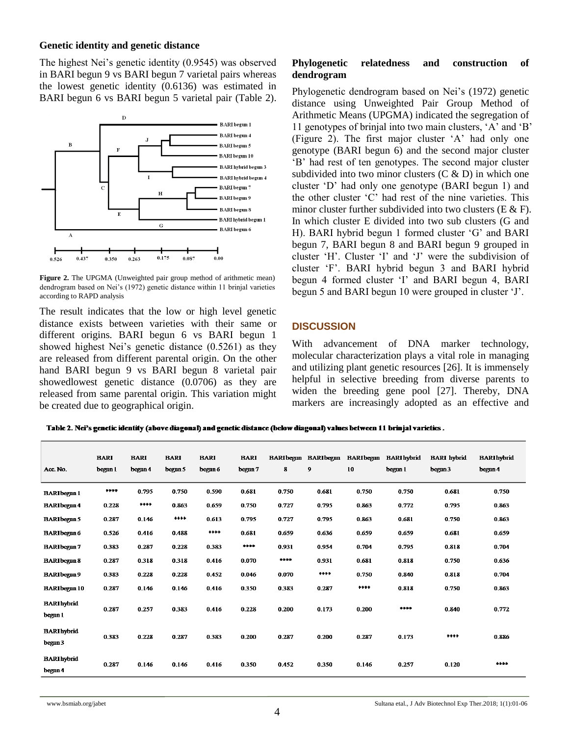### Genetic identity and genetic distance

The highest Nei's genetic identity (0.9545) was observed in BARI begun 9 vs BARI begun 7 varietal pairs whereas the lowest genetic identity (0.6136) was estimated in BARI begun 6 vs BARI begun 5 varietal pair (Table 2).

**Figure 2.** The UPGMA (Unweighted pair group method of arithmetic mean) dendrogram based on Nei's (1972) genetic distance within 11 brinjal varieties according to RAPD analysis

The result indicates that the low or high level genetic distance exists between varieties with their same or different origins. BARI begun 6 vs BARI begun 1 showed highest Nei's genetic distance (0.5261) as they are released from different parental origin. On the other hand BARI begun 9 vs BARI begun 8 varietal pair showedlowest genetic distance (0.0706) as they are released from same parental origin. This variation might be created due to geographical origin.

### Phylogenetic relatedness and construction of dendrogram

Phylogenetic dendrogram based on Nei's (1972) genetic distance using Unweighted Pair Group Method of Arithmetic Means (UPGMA) indicated the segregation of 11 genotypes of brinjal into two main clusters, 'A' and 'B' (Figure 2). The first major cluster 'A' had only one genotype (BARI begun 6) and the second major cluster 'B' had rest of ten genotypes. The second major cluster subdivided into two minor clusters (C & D) in which one cluster 'D' had only one genotype (BARI begun 1) and the other cluster 'C' had rest of the nine varieties. This minor cluster further subdivided into two clusters (E & F). In which cluster E divided into two sub clusters (G and H). BARI hybrid begun 1 formed cluster 'G' and BARI begun 7, BARI begun 8 and BARI begun 9 grouped in cluster 'H'. Cluster 'I' and 'J' were the subdivision of cluster 'F'. BARI hybrid begun 3 and BARI hybrid begun 4 formed cluster 'I' and BARI begun 4, BARI begun 5 and BARI begun 10 were grouped in cluster 'J'.

## DISCUSSION

With advancement of DNA marker technology, molecular characterization plays a vital role in managing and utilizing plant genetic resources [26]. It is immensely helpful in selective breeding from diverse parents to widen the breeding gene pool [27]. Thereby, DNA markers are increasingly adopted as an effective and

**Table 2. Nei's genetic identity (above diagonal) and genetic distance (below diagonal) values between 11 brinjal varieties .**

| Acc. No. | BARI begun 1 | BARI begun 4 | BARI begun 5 | BARI begun 6 | BARI begun 7 | BARI begun 8 | BARI begun 9 | BARI begun 10 | BARI hybrid begun 1 | BARI hybrid begun 3 | BARI hybrid begun 4 |
|---|---|---|---|---|---|---|---|---|---|---|---|
| BARI begun 1 | **** | 0.795 | 0.750 | 0.590 | 0.681 | 0.750 | 0.681 | 0.750 | 0.750 | 0.681 | 0.750 |
| BARI begun 4 | 0.228 | **** | 0.863 | 0.659 | 0.750 | 0.727 | 0.795 | 0.863 | 0.772 | 0.795 | 0.863 |
| BARI begun 5 | 0.287 | 0.146 | **** | 0.613 | 0.795 | 0.727 | 0.795 | 0.863 | 0.681 | 0.750 | 0.863 |
| BARI begun 6 | 0.526 | 0.416 | 0.488 | **** | 0.681 | 0.659 | 0.636 | 0.659 | 0.659 | 0.681 | 0.659 |
| BARI begun 7 | 0.383 | 0.287 | 0.228 | 0.383 | **** | 0.931 | 0.954 | 0.704 | 0.795 | 0.818 | 0.704 |
| BARI begun 8 | 0.287 | 0.318 | 0.318 | 0.416 | 0.070 | **** | 0.931 | 0.681 | 0.818 | 0.750 | 0.636 |
| BARI begun 9 | 0.383 | 0.228 | 0.228 | 0.452 | 0.046 | 0.070 | **** | 0.750 | 0.840 | 0.818 | 0.704 |
| BARI begun 10 | 0.287 | 0.146 | 0.146 | 0.416 | 0.350 | 0.383 | 0.287 | **** | 0.818 | 0.750 | 0.863 |
| BARI hybrid begun 1 | 0.287 | 0.257 | 0.383 | 0.416 | 0.228 | 0.200 | 0.173 | 0.200 | **** | 0.840 | 0.772 |
| BARI hybrid begun 3 | 0.383 | 0.228 | 0.287 | 0.383 | 0.200 | 0.287 | 0.200 | 0.287 | 0.173 | **** | 0.886 |
| BARI hybrid begun 4 | 0.287 | 0.146 | 0.146 | 0.416 | 0.350 | 0.452 | 0.350 | 0.146 | 0.257 | 0.120 | **** |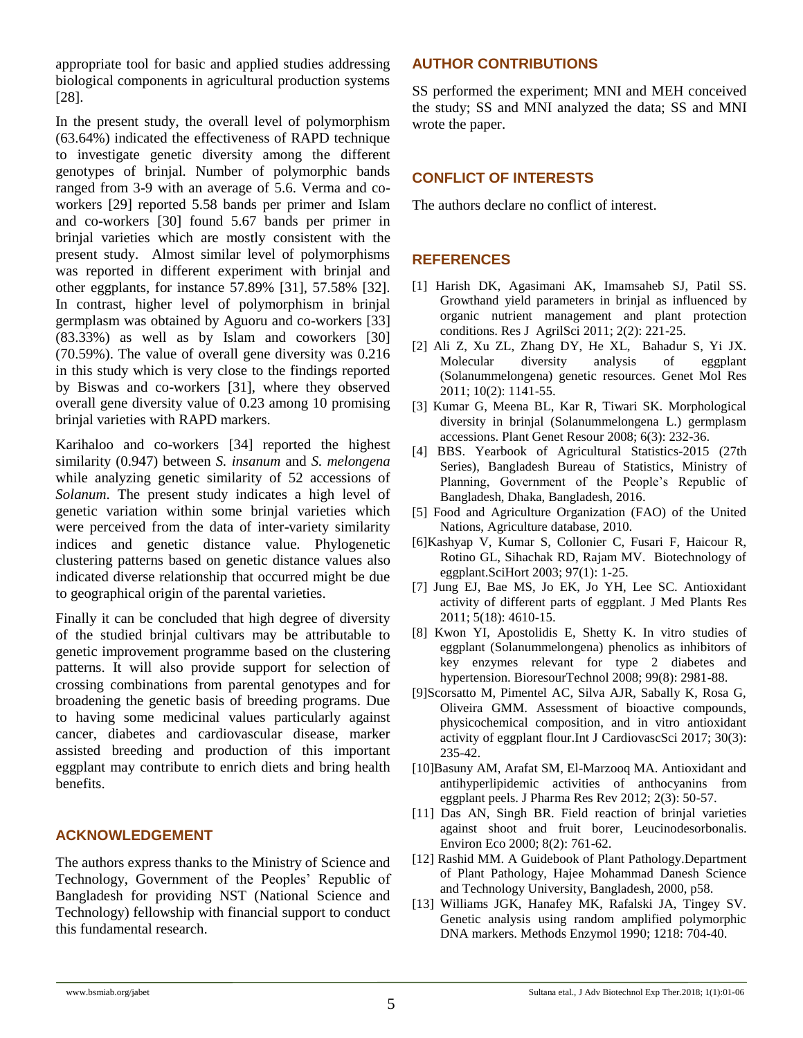appropriate tool for basic and applied studies addressing biological components in agricultural production systems [28].

In the present study, the overall level of polymorphism (63.64%) indicated the effectiveness of RAPD technique to investigate genetic diversity among the different genotypes of brinjal. Number of polymorphic bands ranged from 3-9 with an average of 5.6. Verma and co-workers [29] reported 5.58 bands per primer and Islam and co-workers [30] found 5.67 bands per primer in brinjal varieties which are mostly consistent with the present study. Almost similar level of polymorphisms was reported in different experiment with brinjal and other eggplants, for instance 57.89% [31], 57.58% [32]. In contrast, higher level of polymorphism in brinjal germplasm was obtained by Aguoru and co-workers [33] (83.33%) as well as by Islam and coworkers [30] (70.59%). The value of overall gene diversity was 0.216 in this study which is very close to the findings reported by Biswas and co-workers [31], where they observed overall gene diversity value of 0.23 among 10 promising brinjal varieties with RAPD markers.

Karihaloo and co-workers [34] reported the highest similarity (0.947) between *S. insanum* and *S. melongena* while analyzing genetic similarity of 52 accessions of *Solanum*. The present study indicates a high level of genetic variation within some brinjal varieties which were perceived from the data of inter-variety similarity indices and genetic distance value. Phylogenetic clustering patterns based on genetic distance values also indicated diverse relationship that occurred might be due to geographical origin of the parental varieties.

Finally it can be concluded that high degree of diversity of the studied brinjal cultivars may be attributable to genetic improvement programme based on the clustering patterns. It will also provide support for selection of crossing combinations from parental genotypes and for broadening the genetic basis of breeding programs. Due to having some medicinal values particularly against cancer, diabetes and cardiovascular disease, marker assisted breeding and production of this important eggplant may contribute to enrich diets and bring health benefits.

## ACKNOWLEDGEMENT

The authors express thanks to the Ministry of Science and Technology, Government of the Peoples' Republic of Bangladesh for providing NST (National Science and Technology) fellowship with financial support to conduct this fundamental research.

## AUTHOR CONTRIBUTIONS

SS performed the experiment; MNI and MEH conceived the study; SS and MNI analyzed the data; SS and MNI wrote the paper.

## CONFLICT OF INTERESTS

The authors declare no conflict of interest.

## REFERENCES

[1] Harish DK, Agasimani AK, Imamsaheb SJ, Patil SS. Growthand yield parameters in brinjal as influenced by organic nutrient management and plant protection conditions. Res J AgrilSci 2011; 2(2): 221-25.

[2] Ali Z, Xu ZL, Zhang DY, He XL, Bahadur S, Yi JX. Molecular diversity analysis of eggplant (Solanummelongena) genetic resources. Genet Mol Res 2011; 10(2): 1141-55.

[3] Kumar G, Meena BL, Kar R, Tiwari SK. Morphological diversity in brinjal (Solanummelongena L.) germplasm accessions. Plant Genet Resour 2008; 6(3): 232-36.

[4] BBS. Yearbook of Agricultural Statistics-2015 (27th Series), Bangladesh Bureau of Statistics, Ministry of Planning, Government of the People's Republic of Bangladesh, Dhaka, Bangladesh, 2016.

[5] Food and Agriculture Organization (FAO) of the United Nations, Agriculture database, 2010.

[6]Kashyap V, Kumar S, Collonier C, Fusari F, Haicour R, Rotino GL, Sihachak RD, Rajam MV. Biotechnology of eggplant.SciHort 2003; 97(1): 1-25.

[7] Jung EJ, Bae MS, Jo EK, Jo YH, Lee SC. Antioxidant activity of different parts of eggplant. J Med Plants Res 2011; 5(18): 4610-15.

[8] Kwon YI, Apostolidis E, Shetty K. In vitro studies of eggplant (Solanummelongena) phenolics as inhibitors of key enzymes relevant for type 2 diabetes and hypertension. BioresourTechnol 2008; 99(8): 2981-88.

[9]Scorsatto M, Pimentel AC, Silva AJR, Sabally K, Rosa G, Oliveira GMM. Assessment of bioactive compounds, physicochemical composition, and in vitro antioxidant activity of eggplant flour.Int J CardiovascSci 2017; 30(3): 235-42.

[10]Basuny AM, Arafat SM, El-Marzooq MA. Antioxidant and antihyperlipidemic activities of anthocyanins from eggplant peels. J Pharma Res Rev 2012; 2(3): 50-57.

[11] Das AN, Singh BR. Field reaction of brinjal varieties against shoot and fruit borer, Leucinodesorbonalis. Environ Eco 2000; 8(2): 761-62.

[12] Rashid MM. A Guidebook of Plant Pathology.Department of Plant Pathology, Hajee Mohammad Danesh Science and Technology University, Bangladesh, 2000, p58.

[13] Williams JGK, Hanafey MK, Rafalski JA, Tingey SV. Genetic analysis using random amplified polymorphic DNA markers. Methods Enzymol 1990; 1218: 704-40.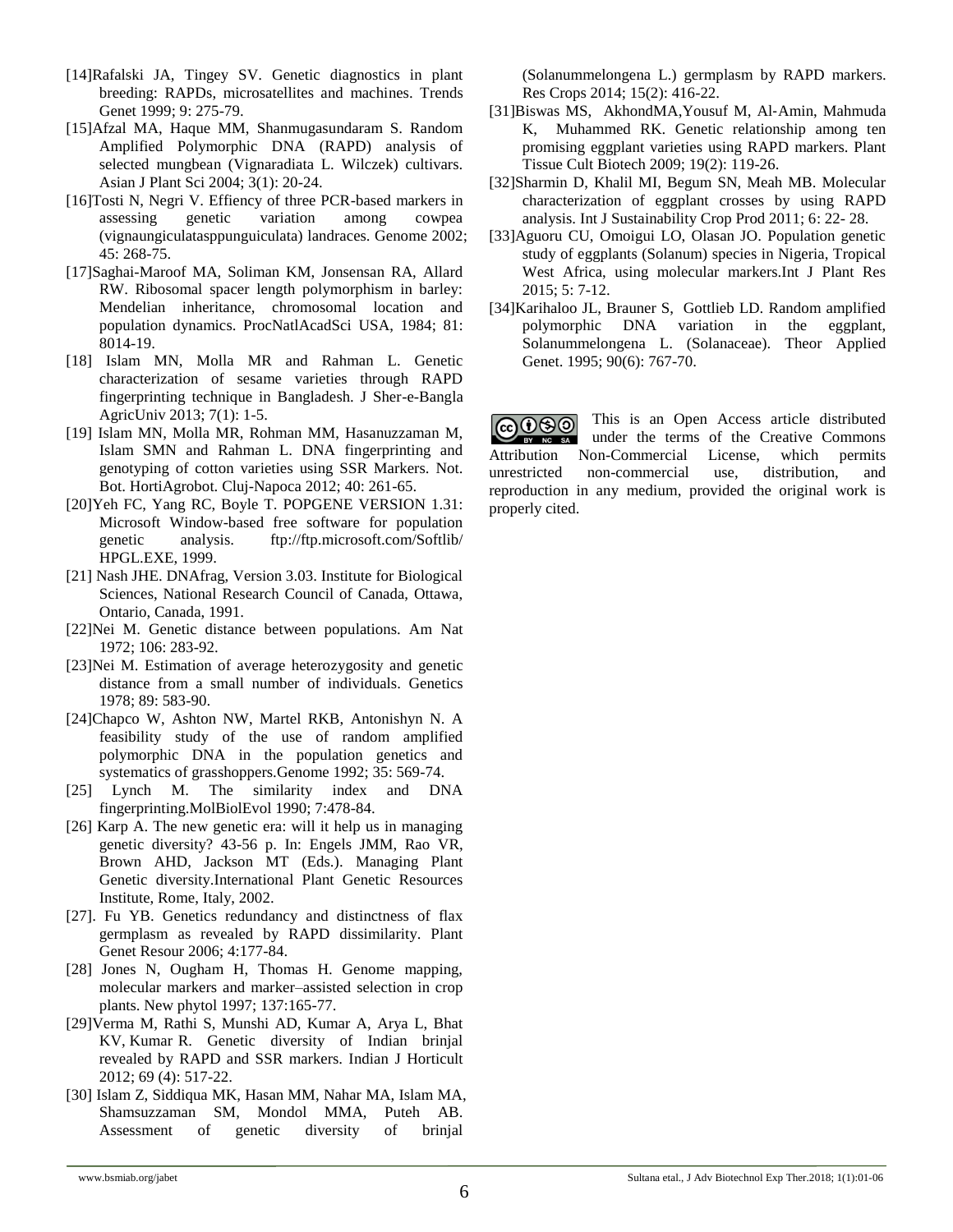[14]Rafalski JA, Tingey SV. Genetic diagnostics in plant breeding: RAPDs, microsatellites and machines. Trends Genet 1999; 9: 275-79.

[15]Afzal MA, Haque MM, Shanmugasundaram S. Random Amplified Polymorphic DNA (RAPD) analysis of selected mungbean (Vignaradiata L. Wilczek) cultivars. Asian J Plant Sci 2004; 3(1): 20-24.

[16]Tosti N, Negri V. Effiency of three PCR-based markers in assessing genetic variation among cowpea (vignaungiculatasppunguiculata) landraces. Genome 2002; 45: 268-75.

[17]Saghai-Maroof MA, Soliman KM, Jonsensan RA, Allard RW. Ribosomal spacer length polymorphism in barley: Mendelian inheritance, chromosomal location and population dynamics. ProcNatlAcadSci USA, 1984; 81: 8014-19.

[18] Islam MN, Molla MR and Rahman L. Genetic characterization of sesame varieties through RAPD fingerprinting technique in Bangladesh. J Sher-e-Bangla AgricUniv 2013; 7(1): 1-5.

[19] Islam MN, Molla MR, Rohman MM, Hasanuzzaman M, Islam SMN and Rahman L. DNA fingerprinting and genotyping of cotton varieties using SSR Markers. Not. Bot. HortiAgrobot. Cluj-Napoca 2012; 40: 261-65.

[20]Yeh FC, Yang RC, Boyle T. POPGENE VERSION 1.31: Microsoft Window-based free software for population genetic analysis. ftp://ftp.microsoft.com/Softlib/ HPGL.EXE, 1999.

[21] Nash JHE. DNAfrag, Version 3.03. Institute for Biological Sciences, National Research Council of Canada, Ottawa, Ontario, Canada, 1991.

[22]Nei M. Genetic distance between populations. Am Nat 1972; 106: 283-92.

[23]Nei M. Estimation of average heterozygosity and genetic distance from a small number of individuals. Genetics 1978; 89: 583-90.

[24]Chapco W, Ashton NW, Martel RKB, Antonishyn N. A feasibility study of the use of random amplified polymorphic DNA in the population genetics and systematics of grasshoppers.Genome 1992; 35: 569-74.

[25] Lynch M. The similarity index and DNA fingerprinting.MolBiolEvol 1990; 7:478-84.

[26] Karp A. The new genetic era: will it help us in managing genetic diversity? 43-56 p. In: Engels JMM, Rao VR, Brown AHD, Jackson MT (Eds.). Managing Plant Genetic diversity.International Plant Genetic Resources Institute, Rome, Italy, 2002.

[27]. Fu YB. Genetics redundancy and distinctness of flax germplasm as revealed by RAPD dissimilarity. Plant Genet Resour 2006; 4:177-84.

[28] Jones N, Ougham H, Thomas H. Genome mapping, molecular markers and marker–assisted selection in crop plants. New phytol 1997; 137:165-77.

[29]Verma M, Rathi S, Munshi AD, Kumar A, Arya L, Bhat KV, Kumar R. Genetic diversity of Indian brinjal revealed by RAPD and SSR markers. Indian J Horticult 2012; 69 (4): 517-22.

[30] Islam Z, Siddiqua MK, Hasan MM, Nahar MA, Islam MA, Shamsuzzaman SM, Mondol MMA, Puteh AB. Assessment of genetic diversity of brinjal (Solanummelongena L.) germplasm by RAPD markers. Res Crops 2014; 15(2): 416-22.

[31]Biswas MS, AkhondMA,Yousuf M, Al-Amin, Mahmuda K, Muhammed RK. Genetic relationship among ten promising eggplant varieties using RAPD markers. Plant Tissue Cult Biotech 2009; 19(2): 119-26.

[32]Sharmin D, Khalil MI, Begum SN, Meah MB. Molecular characterization of eggplant crosses by using RAPD analysis. Int J Sustainability Crop Prod 2011; 6: 22- 28.

[33]Aguoru CU, Omoigui LO, Olasan JO. Population genetic study of eggplants (Solanum) species in Nigeria, Tropical West Africa, using molecular markers.Int J Plant Res 2015; 5: 7-12.

[34]Karihaloo JL, Brauner S, Gottlieb LD. Random amplified polymorphic DNA variation in the eggplant, Solanummelongena L. (Solanaceae). Theor Applied Genet. 1995; 90(6): 767-70.

This is an Open Access article distributed under the terms of the Creative Commons Attribution Non-Commercial License, which permits unrestricted non-commercial use, distribution, and reproduction in any medium, provided the original work is properly cited.